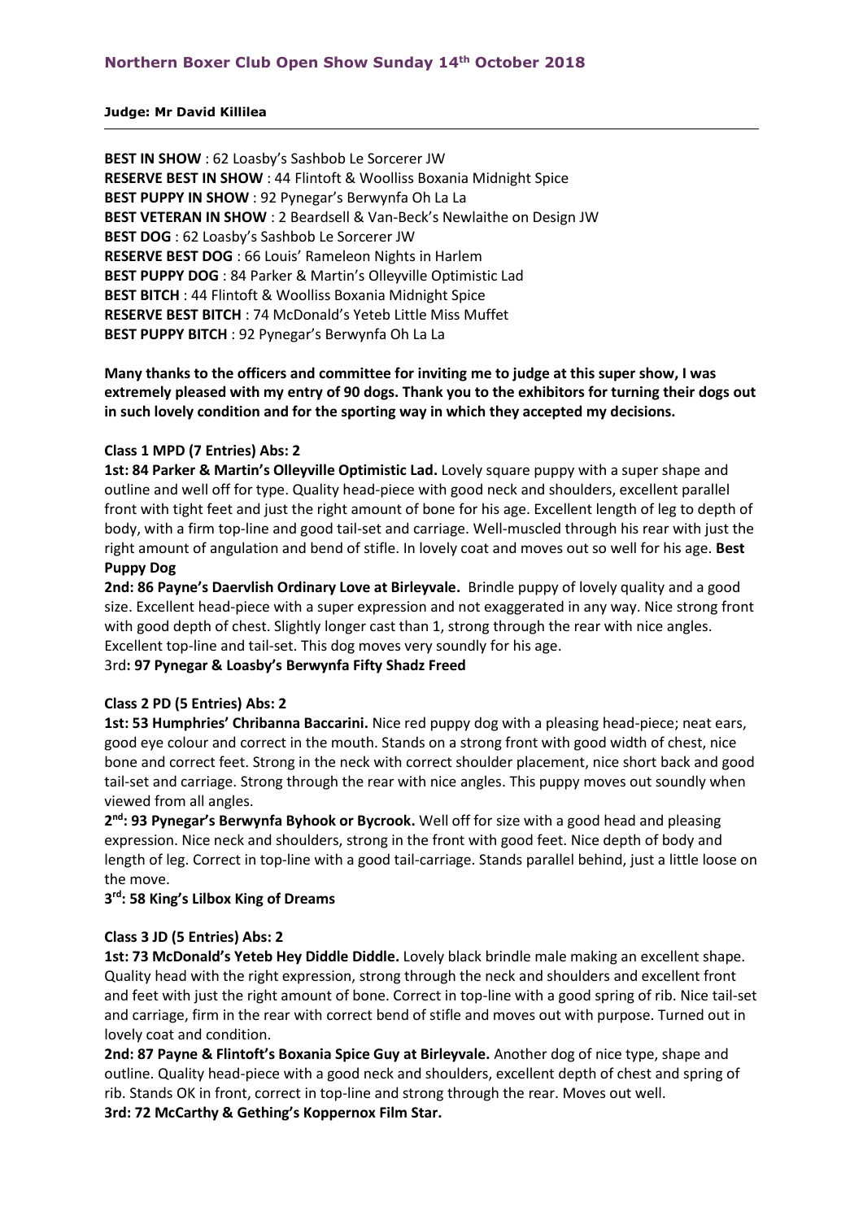## Northern Boxer Club Open Show Sunday 14th October 2018

**Judge: Mr David Killilea**

---

**BEST IN SHOW** : 62 Loasby's Sashbob Le Sorcerer JW
**RESERVE BEST IN SHOW** : 44 Flintoft & Woolliss Boxania Midnight Spice
**BEST PUPPY IN SHOW** : 92 Pynegar's Berwynfa Oh La La
**BEST VETERAN IN SHOW** : 2 Beardsell & Van-Beck's Newlaithe on Design JW
**BEST DOG** : 62 Loasby's Sashbob Le Sorcerer JW
**RESERVE BEST DOG** : 66 Louis' Rameleon Nights in Harlem
**BEST PUPPY DOG** : 84 Parker & Martin's Olleyville Optimistic Lad
**BEST BITCH** : 44 Flintoft & Woolliss Boxania Midnight Spice
**RESERVE BEST BITCH** : 74 McDonald's Yeteb Little Miss Muffet
**BEST PUPPY BITCH** : 92 Pynegar's Berwynfa Oh La La

**Many thanks to the officers and committee for inviting me to judge at this super show, I was extremely pleased with my entry of 90 dogs. Thank you to the exhibitors for turning their dogs out in such lovely condition and for the sporting way in which they accepted my decisions.**

**Class 1 MPD (7 Entries) Abs: 2**

**1st: 84 Parker & Martin's Olleyville Optimistic Lad.** Lovely square puppy with a super shape and outline and well off for type. Quality head-piece with good neck and shoulders, excellent parallel front with tight feet and just the right amount of bone for his age. Excellent length of leg to depth of body, with a firm top-line and good tail-set and carriage. Well-muscled through his rear with just the right amount of angulation and bend of stifle. In lovely coat and moves out so well for his age. **Best Puppy Dog**

**2nd: 86 Payne's Daervlish Ordinary Love at Birleyvale.** Brindle puppy of lovely quality and a good size. Excellent head-piece with a super expression and not exaggerated in any way. Nice strong front with good depth of chest. Slightly longer cast than 1, strong through the rear with nice angles. Excellent top-line and tail-set. This dog moves very soundly for his age.

3rd**: 97 Pynegar & Loasby's Berwynfa Fifty Shadz Freed**

**Class 2 PD (5 Entries) Abs: 2**

**1st: 53 Humphries' Chribanna Baccarini.** Nice red puppy dog with a pleasing head-piece; neat ears, good eye colour and correct in the mouth. Stands on a strong front with good width of chest, nice bone and correct feet. Strong in the neck with correct shoulder placement, nice short back and good tail-set and carriage. Strong through the rear with nice angles. This puppy moves out soundly when viewed from all angles.

**2nd: 93 Pynegar's Berwynfa Byhook or Bycrook.** Well off for size with a good head and pleasing expression. Nice neck and shoulders, strong in the front with good feet. Nice depth of body and length of leg. Correct in top-line with a good tail-carriage. Stands parallel behind, just a little loose on the move.

**3rd: 58 King's Lilbox King of Dreams**

**Class 3 JD (5 Entries) Abs: 2**

**1st: 73 McDonald's Yeteb Hey Diddle Diddle.** Lovely black brindle male making an excellent shape. Quality head with the right expression, strong through the neck and shoulders and excellent front and feet with just the right amount of bone. Correct in top-line with a good spring of rib. Nice tail-set and carriage, firm in the rear with correct bend of stifle and moves out with purpose. Turned out in lovely coat and condition.

**2nd: 87 Payne & Flintoft's Boxania Spice Guy at Birleyvale.** Another dog of nice type, shape and outline. Quality head-piece with a good neck and shoulders, excellent depth of chest and spring of rib. Stands OK in front, correct in top-line and strong through the rear. Moves out well.

**3rd: 72 McCarthy & Gething's Koppernox Film Star.**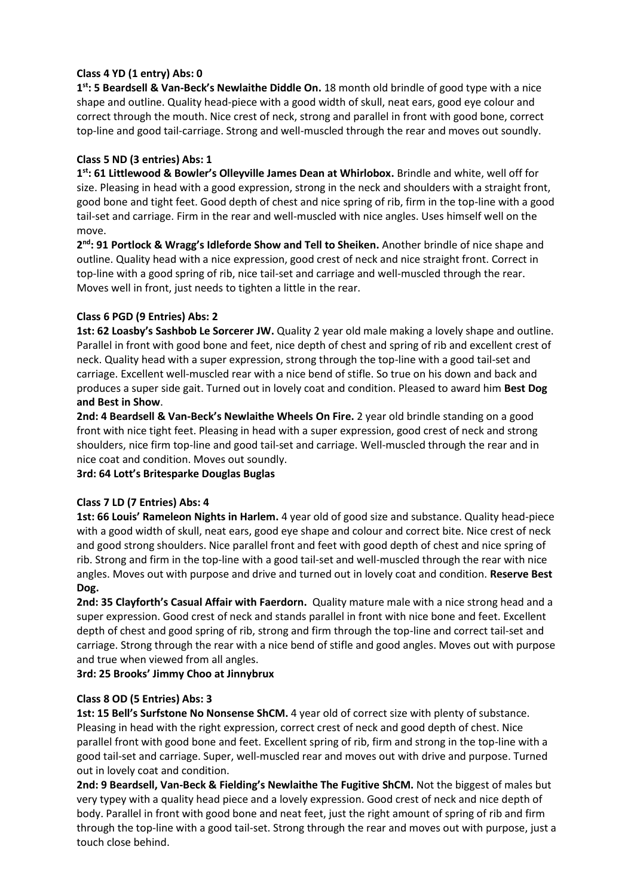**Class 4 YD (1 entry) Abs: 0**

**1st: 5 Beardsell & Van-Beck's Newlaithe Diddle On.** 18 month old brindle of good type with a nice shape and outline. Quality head-piece with a good width of skull, neat ears, good eye colour and correct through the mouth. Nice crest of neck, strong and parallel in front with good bone, correct top-line and good tail-carriage. Strong and well-muscled through the rear and moves out soundly.

**Class 5 ND (3 entries) Abs: 1**

**1st: 61 Littlewood & Bowler's Olleyville James Dean at Whirlobox.** Brindle and white, well off for size. Pleasing in head with a good expression, strong in the neck and shoulders with a straight front, good bone and tight feet. Good depth of chest and nice spring of rib, firm in the top-line with a good tail-set and carriage. Firm in the rear and well-muscled with nice angles. Uses himself well on the move.

**2nd: 91 Portlock & Wragg's Idleforde Show and Tell to Sheiken.** Another brindle of nice shape and outline. Quality head with a nice expression, good crest of neck and nice straight front. Correct in top-line with a good spring of rib, nice tail-set and carriage and well-muscled through the rear. Moves well in front, just needs to tighten a little in the rear.

**Class 6 PGD (9 Entries) Abs: 2**

**1st: 62 Loasby's Sashbob Le Sorcerer JW.** Quality 2 year old male making a lovely shape and outline. Parallel in front with good bone and feet, nice depth of chest and spring of rib and excellent crest of neck. Quality head with a super expression, strong through the top-line with a good tail-set and carriage. Excellent well-muscled rear with a nice bend of stifle. So true on his down and back and produces a super side gait. Turned out in lovely coat and condition. Pleased to award him **Best Dog and Best in Show**.

**2nd: 4 Beardsell & Van-Beck's Newlaithe Wheels On Fire.** 2 year old brindle standing on a good front with nice tight feet. Pleasing in head with a super expression, good crest of neck and strong shoulders, nice firm top-line and good tail-set and carriage. Well-muscled through the rear and in nice coat and condition. Moves out soundly.

**3rd: 64 Lott's Britesparke Douglas Buglas**

**Class 7 LD (7 Entries) Abs: 4**

**1st: 66 Louis' Rameleon Nights in Harlem.** 4 year old of good size and substance. Quality head-piece with a good width of skull, neat ears, good eye shape and colour and correct bite. Nice crest of neck and good strong shoulders. Nice parallel front and feet with good depth of chest and nice spring of rib. Strong and firm in the top-line with a good tail-set and well-muscled through the rear with nice angles. Moves out with purpose and drive and turned out in lovely coat and condition. **Reserve Best Dog.**

**2nd: 35 Clayforth's Casual Affair with Faerdorn.** Quality mature male with a nice strong head and a super expression. Good crest of neck and stands parallel in front with nice bone and feet. Excellent depth of chest and good spring of rib, strong and firm through the top-line and correct tail-set and carriage. Strong through the rear with a nice bend of stifle and good angles. Moves out with purpose and true when viewed from all angles.

**3rd: 25 Brooks' Jimmy Choo at Jinnybrux**

**Class 8 OD (5 Entries) Abs: 3**

**1st: 15 Bell's Surfstone No Nonsense ShCM.** 4 year old of correct size with plenty of substance. Pleasing in head with the right expression, correct crest of neck and good depth of chest. Nice parallel front with good bone and feet. Excellent spring of rib, firm and strong in the top-line with a good tail-set and carriage. Super, well-muscled rear and moves out with drive and purpose. Turned out in lovely coat and condition.

**2nd: 9 Beardsell, Van-Beck & Fielding's Newlaithe The Fugitive ShCM.** Not the biggest of males but very typey with a quality head piece and a lovely expression. Good crest of neck and nice depth of body. Parallel in front with good bone and neat feet, just the right amount of spring of rib and firm through the top-line with a good tail-set. Strong through the rear and moves out with purpose, just a touch close behind.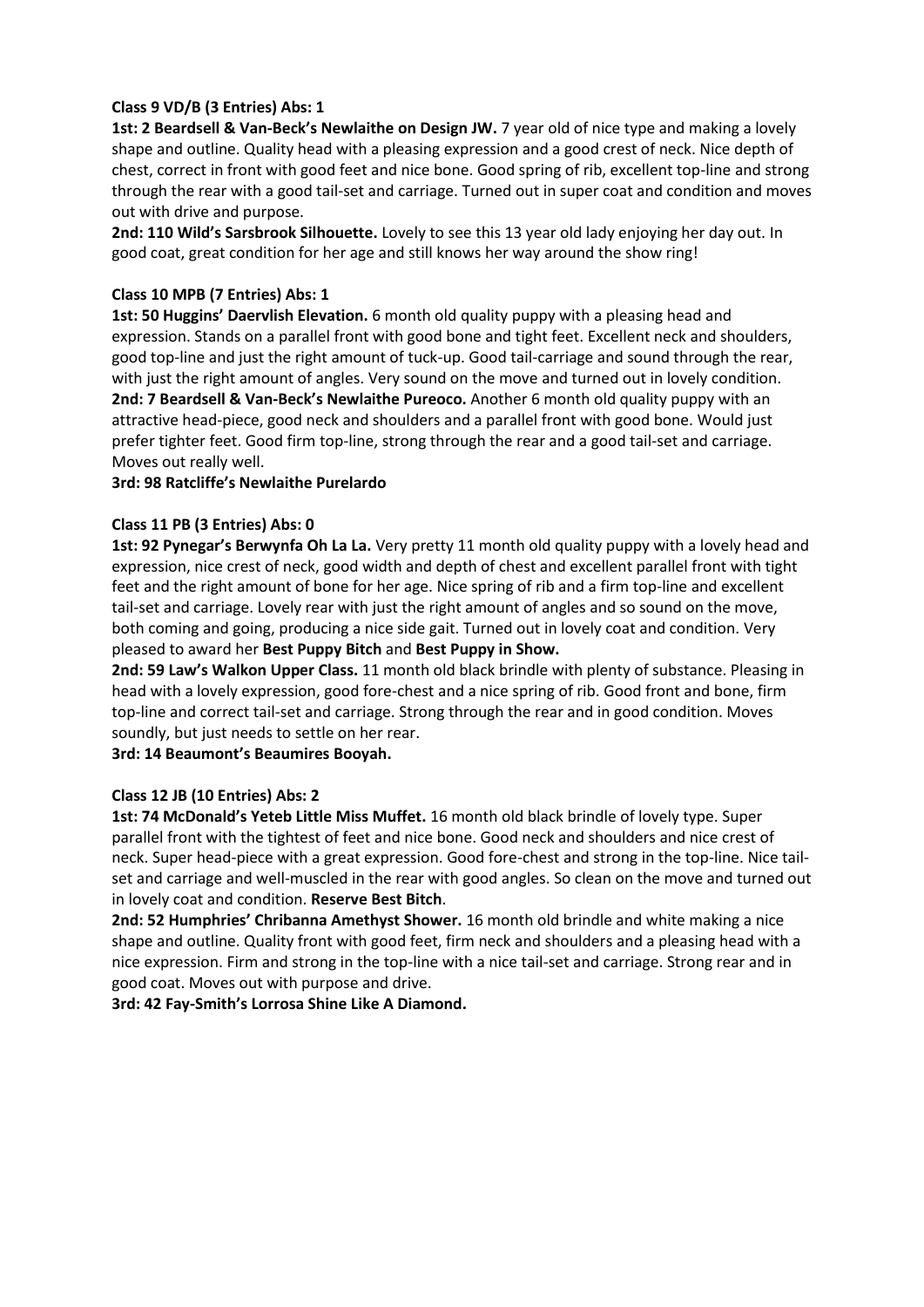**Class 9 VD/B (3 Entries) Abs: 1**

**1st: 2 Beardsell & Van-Beck's Newlaithe on Design JW.** 7 year old of nice type and making a lovely shape and outline. Quality head with a pleasing expression and a good crest of neck. Nice depth of chest, correct in front with good feet and nice bone. Good spring of rib, excellent top-line and strong through the rear with a good tail-set and carriage. Turned out in super coat and condition and moves out with drive and purpose.

**2nd: 110 Wild's Sarsbrook Silhouette.** Lovely to see this 13 year old lady enjoying her day out. In good coat, great condition for her age and still knows her way around the show ring!

**Class 10 MPB (7 Entries) Abs: 1**

**1st: 50 Huggins' Daervlish Elevation.** 6 month old quality puppy with a pleasing head and expression. Stands on a parallel front with good bone and tight feet. Excellent neck and shoulders, good top-line and just the right amount of tuck-up. Good tail-carriage and sound through the rear, with just the right amount of angles. Very sound on the move and turned out in lovely condition.

**2nd: 7 Beardsell & Van-Beck's Newlaithe Pureoco.** Another 6 month old quality puppy with an attractive head-piece, good neck and shoulders and a parallel front with good bone. Would just prefer tighter feet. Good firm top-line, strong through the rear and a good tail-set and carriage. Moves out really well.

**3rd: 98 Ratcliffe's Newlaithe Purelardo**

**Class 11 PB (3 Entries) Abs: 0**

**1st: 92 Pynegar's Berwynfa Oh La La.** Very pretty 11 month old quality puppy with a lovely head and expression, nice crest of neck, good width and depth of chest and excellent parallel front with tight feet and the right amount of bone for her age. Nice spring of rib and a firm top-line and excellent tail-set and carriage. Lovely rear with just the right amount of angles and so sound on the move, both coming and going, producing a nice side gait. Turned out in lovely coat and condition. Very pleased to award her **Best Puppy Bitch** and **Best Puppy in Show.**

**2nd: 59 Law's Walkon Upper Class.** 11 month old black brindle with plenty of substance. Pleasing in head with a lovely expression, good fore-chest and a nice spring of rib. Good front and bone, firm top-line and correct tail-set and carriage. Strong through the rear and in good condition. Moves soundly, but just needs to settle on her rear.

**3rd: 14 Beaumont's Beaumires Booyah.**

**Class 12 JB (10 Entries) Abs: 2**

**1st: 74 McDonald's Yeteb Little Miss Muffet.** 16 month old black brindle of lovely type. Super parallel front with the tightest of feet and nice bone. Good neck and shoulders and nice crest of neck. Super head-piece with a great expression. Good fore-chest and strong in the top-line. Nice tail-set and carriage and well-muscled in the rear with good angles. So clean on the move and turned out in lovely coat and condition. **Reserve Best Bitch**.

**2nd: 52 Humphries' Chribanna Amethyst Shower.** 16 month old brindle and white making a nice shape and outline. Quality front with good feet, firm neck and shoulders and a pleasing head with a nice expression. Firm and strong in the top-line with a nice tail-set and carriage. Strong rear and in good coat. Moves out with purpose and drive.

**3rd: 42 Fay-Smith's Lorrosa Shine Like A Diamond.**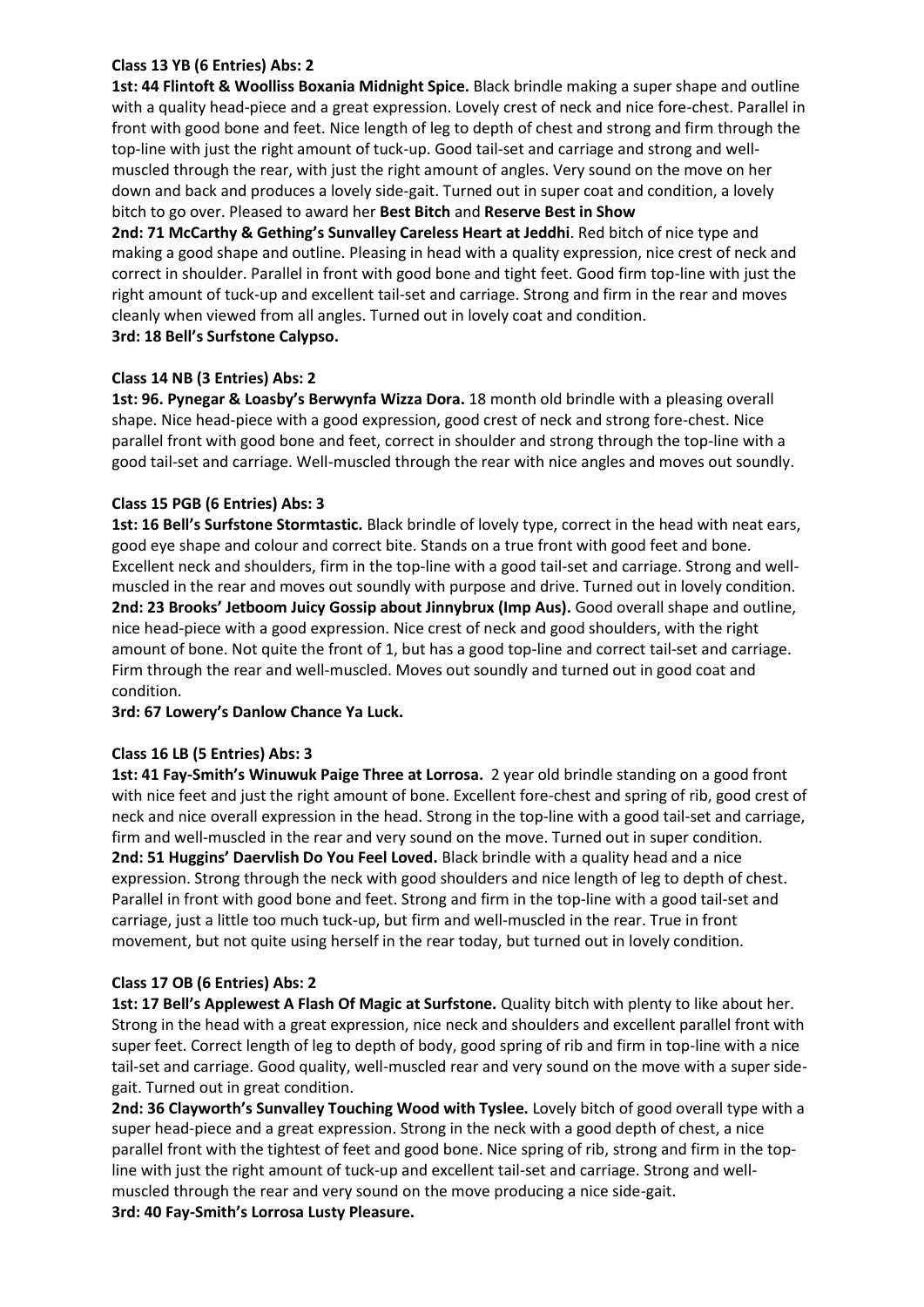**Class 13 YB (6 Entries) Abs: 2**

**1st: 44 Flintoft & Woolliss Boxania Midnight Spice.** Black brindle making a super shape and outline with a quality head-piece and a great expression. Lovely crest of neck and nice fore-chest. Parallel in front with good bone and feet. Nice length of leg to depth of chest and strong and firm through the top-line with just the right amount of tuck-up. Good tail-set and carriage and strong and well-muscled through the rear, with just the right amount of angles. Very sound on the move on her down and back and produces a lovely side-gait. Turned out in super coat and condition, a lovely bitch to go over. Pleased to award her **Best Bitch** and **Reserve Best in Show**

**2nd: 71 McCarthy & Gething's Sunvalley Careless Heart at Jeddhi**. Red bitch of nice type and making a good shape and outline. Pleasing in head with a quality expression, nice crest of neck and correct in shoulder. Parallel in front with good bone and tight feet. Good firm top-line with just the right amount of tuck-up and excellent tail-set and carriage. Strong and firm in the rear and moves cleanly when viewed from all angles. Turned out in lovely coat and condition.

**3rd: 18 Bell's Surfstone Calypso.**

**Class 14 NB (3 Entries) Abs: 2**

**1st: 96. Pynegar & Loasby's Berwynfa Wizza Dora.** 18 month old brindle with a pleasing overall shape. Nice head-piece with a good expression, good crest of neck and strong fore-chest. Nice parallel front with good bone and feet, correct in shoulder and strong through the top-line with a good tail-set and carriage. Well-muscled through the rear with nice angles and moves out soundly.

**Class 15 PGB (6 Entries) Abs: 3**

**1st: 16 Bell's Surfstone Stormtastic.** Black brindle of lovely type, correct in the head with neat ears, good eye shape and colour and correct bite. Stands on a true front with good feet and bone. Excellent neck and shoulders, firm in the top-line with a good tail-set and carriage. Strong and well-muscled in the rear and moves out soundly with purpose and drive. Turned out in lovely condition.

**2nd: 23 Brooks' Jetboom Juicy Gossip about Jinnybrux (Imp Aus).** Good overall shape and outline, nice head-piece with a good expression. Nice crest of neck and good shoulders, with the right amount of bone. Not quite the front of 1, but has a good top-line and correct tail-set and carriage. Firm through the rear and well-muscled. Moves out soundly and turned out in good coat and condition.

**3rd: 67 Lowery's Danlow Chance Ya Luck.**

**Class 16 LB (5 Entries) Abs: 3**

**1st: 41 Fay-Smith's Winuwuk Paige Three at Lorrosa.** 2 year old brindle standing on a good front with nice feet and just the right amount of bone. Excellent fore-chest and spring of rib, good crest of neck and nice overall expression in the head. Strong in the top-line with a good tail-set and carriage, firm and well-muscled in the rear and very sound on the move. Turned out in super condition.

**2nd: 51 Huggins' Daervlish Do You Feel Loved.** Black brindle with a quality head and a nice expression. Strong through the neck with good shoulders and nice length of leg to depth of chest. Parallel in front with good bone and feet. Strong and firm in the top-line with a good tail-set and carriage, just a little too much tuck-up, but firm and well-muscled in the rear. True in front movement, but not quite using herself in the rear today, but turned out in lovely condition.

**Class 17 OB (6 Entries) Abs: 2**

**1st: 17 Bell's Applewest A Flash Of Magic at Surfstone.** Quality bitch with plenty to like about her. Strong in the head with a great expression, nice neck and shoulders and excellent parallel front with super feet. Correct length of leg to depth of body, good spring of rib and firm in top-line with a nice tail-set and carriage. Good quality, well-muscled rear and very sound on the move with a super side-gait. Turned out in great condition.

**2nd: 36 Clayworth's Sunvalley Touching Wood with Tyslee.** Lovely bitch of good overall type with a super head-piece and a great expression. Strong in the neck with a good depth of chest, a nice parallel front with the tightest of feet and good bone. Nice spring of rib, strong and firm in the top-line with just the right amount of tuck-up and excellent tail-set and carriage. Strong and well-muscled through the rear and very sound on the move producing a nice side-gait.

**3rd: 40 Fay-Smith's Lorrosa Lusty Pleasure.**